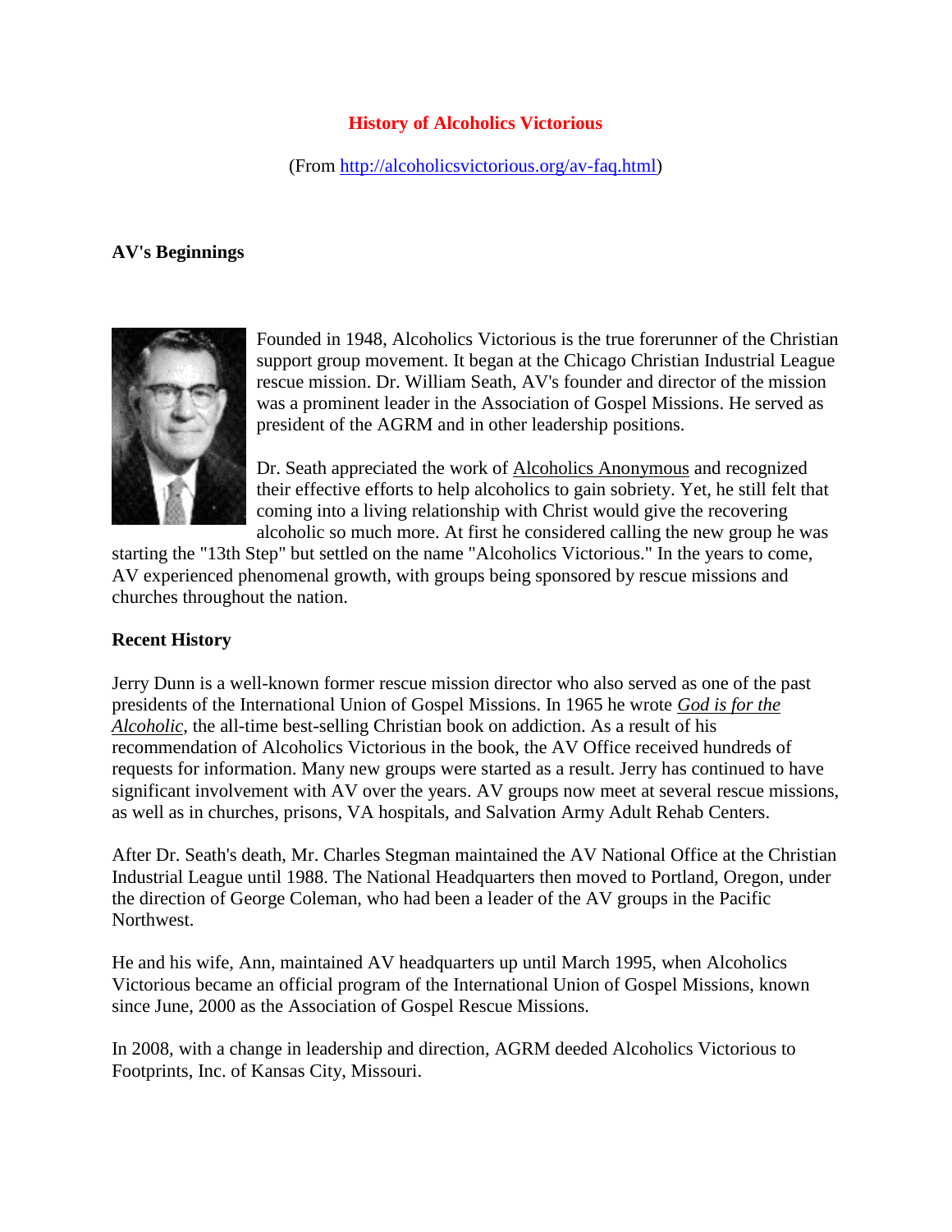# History of Alcoholics Victorious

(From http://alcoholicsvictorious.org/av-faq.html)

## AV's Beginnings

Founded in 1948, Alcoholics Victorious is the true forerunner of the Christian support group movement. It began at the Chicago Christian Industrial League rescue mission. Dr. William Seath, AV's founder and director of the mission was a prominent leader in the Association of Gospel Missions. He served as president of the AGRM and in other leadership positions.

Dr. Seath appreciated the work of Alcoholics Anonymous and recognized their effective efforts to help alcoholics to gain sobriety. Yet, he still felt that coming into a living relationship with Christ would give the recovering alcoholic so much more. At first he considered calling the new group he was starting the "13th Step" but settled on the name "Alcoholics Victorious." In the years to come, AV experienced phenomenal growth, with groups being sponsored by rescue missions and churches throughout the nation.

## Recent History

Jerry Dunn is a well-known former rescue mission director who also served as one of the past presidents of the International Union of Gospel Missions. In 1965 he wrote *God is for the Alcoholic*, the all-time best-selling Christian book on addiction. As a result of his recommendation of Alcoholics Victorious in the book, the AV Office received hundreds of requests for information. Many new groups were started as a result. Jerry has continued to have significant involvement with AV over the years. AV groups now meet at several rescue missions, as well as in churches, prisons, VA hospitals, and Salvation Army Adult Rehab Centers.

After Dr. Seath's death, Mr. Charles Stegman maintained the AV National Office at the Christian Industrial League until 1988. The National Headquarters then moved to Portland, Oregon, under the direction of George Coleman, who had been a leader of the AV groups in the Pacific Northwest.

He and his wife, Ann, maintained AV headquarters up until March 1995, when Alcoholics Victorious became an official program of the International Union of Gospel Missions, known since June, 2000 as the Association of Gospel Rescue Missions.

In 2008, with a change in leadership and direction, AGRM deeded Alcoholics Victorious to Footprints, Inc. of Kansas City, Missouri.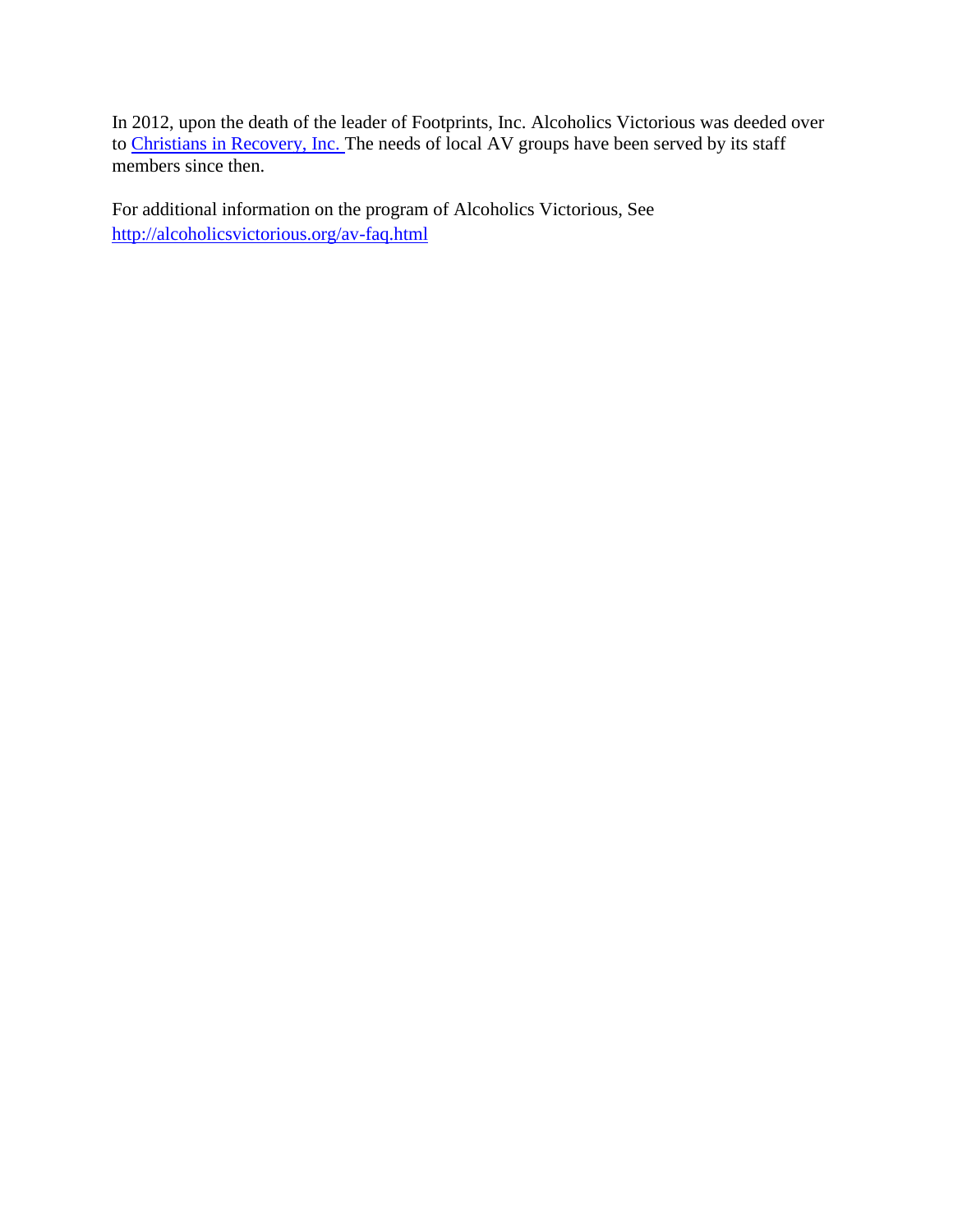In 2012, upon the death of the leader of Footprints, Inc. Alcoholics Victorious was deeded over to Christians in Recovery, Inc. The needs of local AV groups have been served by its staff members since then.

For additional information on the program of Alcoholics Victorious, See http://alcoholicsvictorious.org/av-faq.html